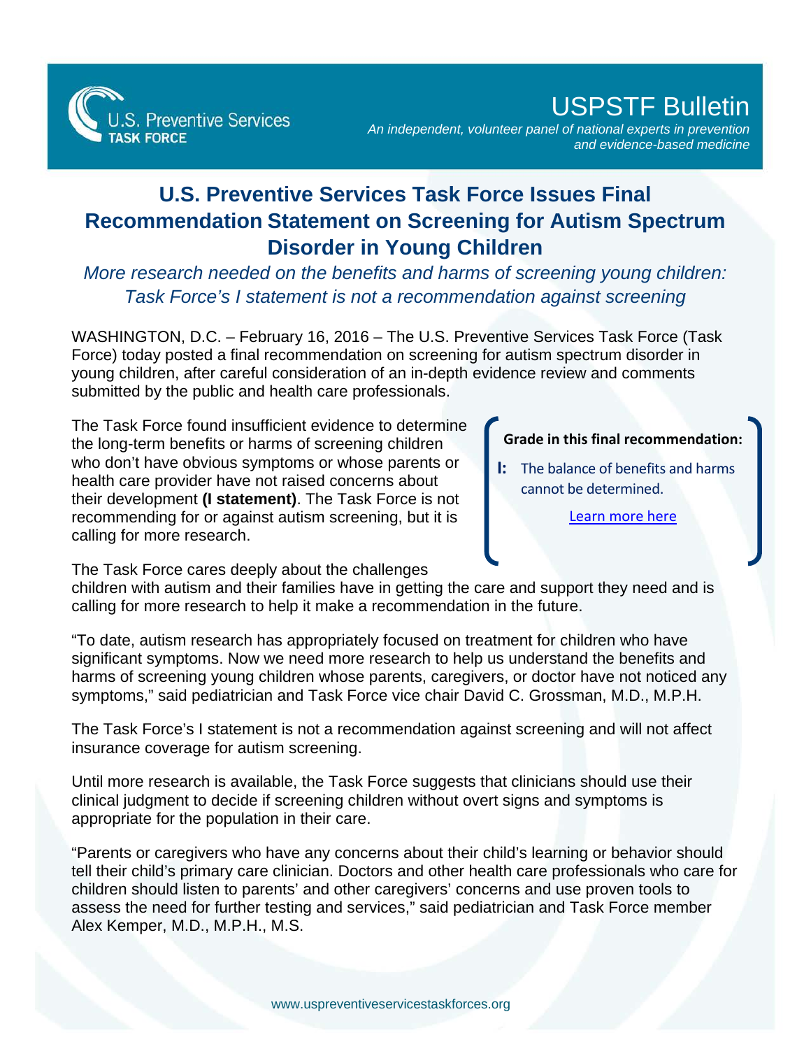U.S. Preventive Services TASK FORCE

# USPSTF Bulletin

*An independent, volunteer panel of national experts in prevention and evidence-based medicine*

## U.S. Preventive Services Task Force Issues Final Recommendation Statement on Screening for Autism Spectrum Disorder in Young Children

*More research needed on the benefits and harms of screening young children: Task Force's I statement is not a recommendation against screening*

WASHINGTON, D.C. – February 16, 2016 – The U.S. Preventive Services Task Force (Task Force) today posted a final recommendation on screening for autism spectrum disorder in young children, after careful consideration of an in-depth evidence review and comments submitted by the public and health care professionals.

The Task Force found insufficient evidence to determine the long-term benefits or harms of screening children who don't have obvious symptoms or whose parents or health care provider have not raised concerns about their development **(I statement)**. The Task Force is not recommending for or against autism screening, but it is calling for more research.

> **Grade in this final recommendation:**
>
> **I:** The balance of benefits and harms cannot be determined.
>
> Learn more here

The Task Force cares deeply about the challenges children with autism and their families have in getting the care and support they need and is calling for more research to help it make a recommendation in the future.

"To date, autism research has appropriately focused on treatment for children who have significant symptoms. Now we need more research to help us understand the benefits and harms of screening young children whose parents, caregivers, or doctor have not noticed any symptoms," said pediatrician and Task Force vice chair David C. Grossman, M.D., M.P.H.

The Task Force's I statement is not a recommendation against screening and will not affect insurance coverage for autism screening.

Until more research is available, the Task Force suggests that clinicians should use their clinical judgment to decide if screening children without overt signs and symptoms is appropriate for the population in their care.

"Parents or caregivers who have any concerns about their child's learning or behavior should tell their child's primary care clinician. Doctors and other health care professionals who care for children should listen to parents' and other caregivers' concerns and use proven tools to assess the need for further testing and services," said pediatrician and Task Force member Alex Kemper, M.D., M.P.H., M.S.

www.uspreventiveservicestaskforces.org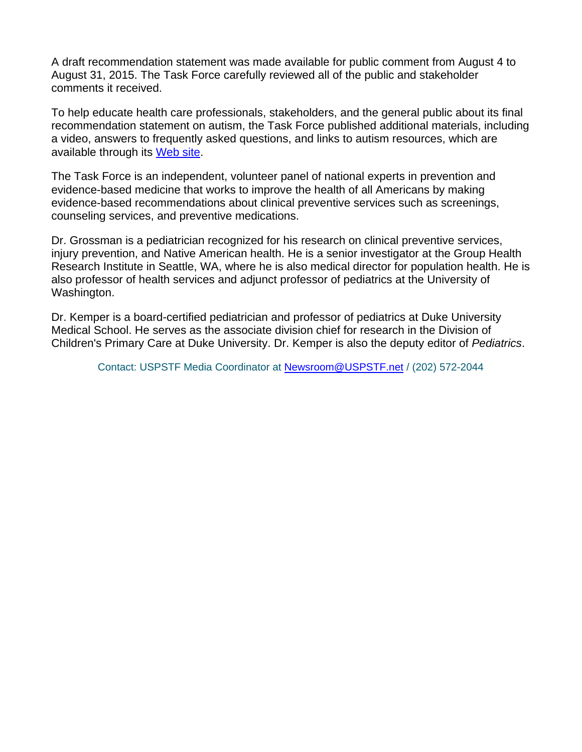A draft recommendation statement was made available for public comment from August 4 to August 31, 2015. The Task Force carefully reviewed all of the public and stakeholder comments it received.

To help educate health care professionals, stakeholders, and the general public about its final recommendation statement on autism, the Task Force published additional materials, including a video, answers to frequently asked questions, and links to autism resources, which are available through its [Web site](#).

The Task Force is an independent, volunteer panel of national experts in prevention and evidence-based medicine that works to improve the health of all Americans by making evidence-based recommendations about clinical preventive services such as screenings, counseling services, and preventive medications.

Dr. Grossman is a pediatrician recognized for his research on clinical preventive services, injury prevention, and Native American health. He is a senior investigator at the Group Health Research Institute in Seattle, WA, where he is also medical director for population health. He is also professor of health services and adjunct professor of pediatrics at the University of Washington.

Dr. Kemper is a board-certified pediatrician and professor of pediatrics at Duke University Medical School. He serves as the associate division chief for research in the Division of Children's Primary Care at Duke University. Dr. Kemper is also the deputy editor of *Pediatrics*.

Contact: USPSTF Media Coordinator at [Newsroom@USPSTF.net](mailto:Newsroom@USPSTF.net) / (202) 572-2044